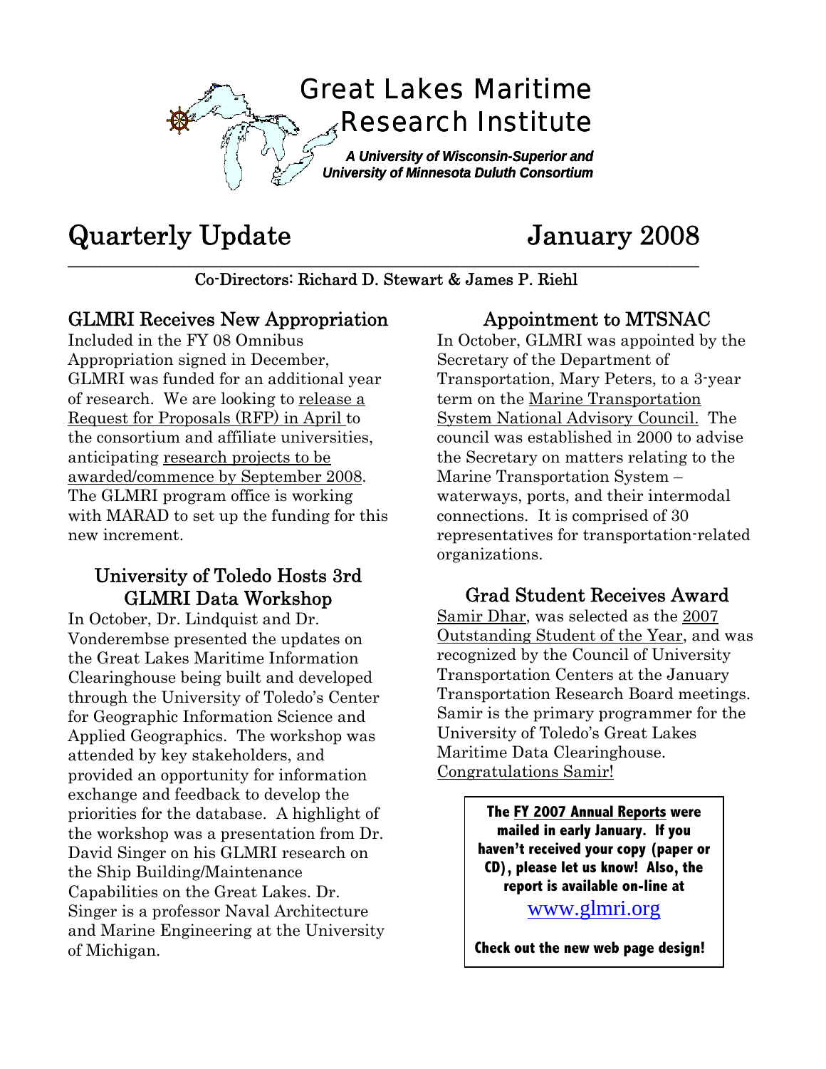# Great Lakes Maritime Research Institute

***A University of Wisconsin-Superior and University of Minnesota Duluth Consortium***

# Quarterly Update January 2008

Co-Directors: Richard D. Stewart & James P. Riehl

## GLMRI Receives New Appropriation

Included in the FY 08 Omnibus Appropriation signed in December, GLMRI was funded for an additional year of research. We are looking to release a Request for Proposals (RFP) in April to the consortium and affiliate universities, anticipating research projects to be awarded/commence by September 2008. The GLMRI program office is working with MARAD to set up the funding for this new increment.

## University of Toledo Hosts 3rd GLMRI Data Workshop

In October, Dr. Lindquist and Dr. Vonderembse presented the updates on the Great Lakes Maritime Information Clearinghouse being built and developed through the University of Toledo's Center for Geographic Information Science and Applied Geographics. The workshop was attended by key stakeholders, and provided an opportunity for information exchange and feedback to develop the priorities for the database. A highlight of the workshop was a presentation from Dr. David Singer on his GLMRI research on the Ship Building/Maintenance Capabilities on the Great Lakes. Dr. Singer is a professor Naval Architecture and Marine Engineering at the University of Michigan.

## Appointment to MTSNAC

In October, GLMRI was appointed by the Secretary of the Department of Transportation, Mary Peters, to a 3-year term on the Marine Transportation System National Advisory Council. The council was established in 2000 to advise the Secretary on matters relating to the Marine Transportation System – waterways, ports, and their intermodal connections. It is comprised of 30 representatives for transportation-related organizations.

## Grad Student Receives Award

Samir Dhar, was selected as the 2007 Outstanding Student of the Year, and was recognized by the Council of University Transportation Centers at the January Transportation Research Board meetings. Samir is the primary programmer for the University of Toledo's Great Lakes Maritime Data Clearinghouse. Congratulations Samir!

**The FY 2007 Annual Reports were mailed in early January. If you haven't received your copy (paper or CD), please let us know! Also, the report is available on-line at**

www.glmri.org

**Check out the new web page design!**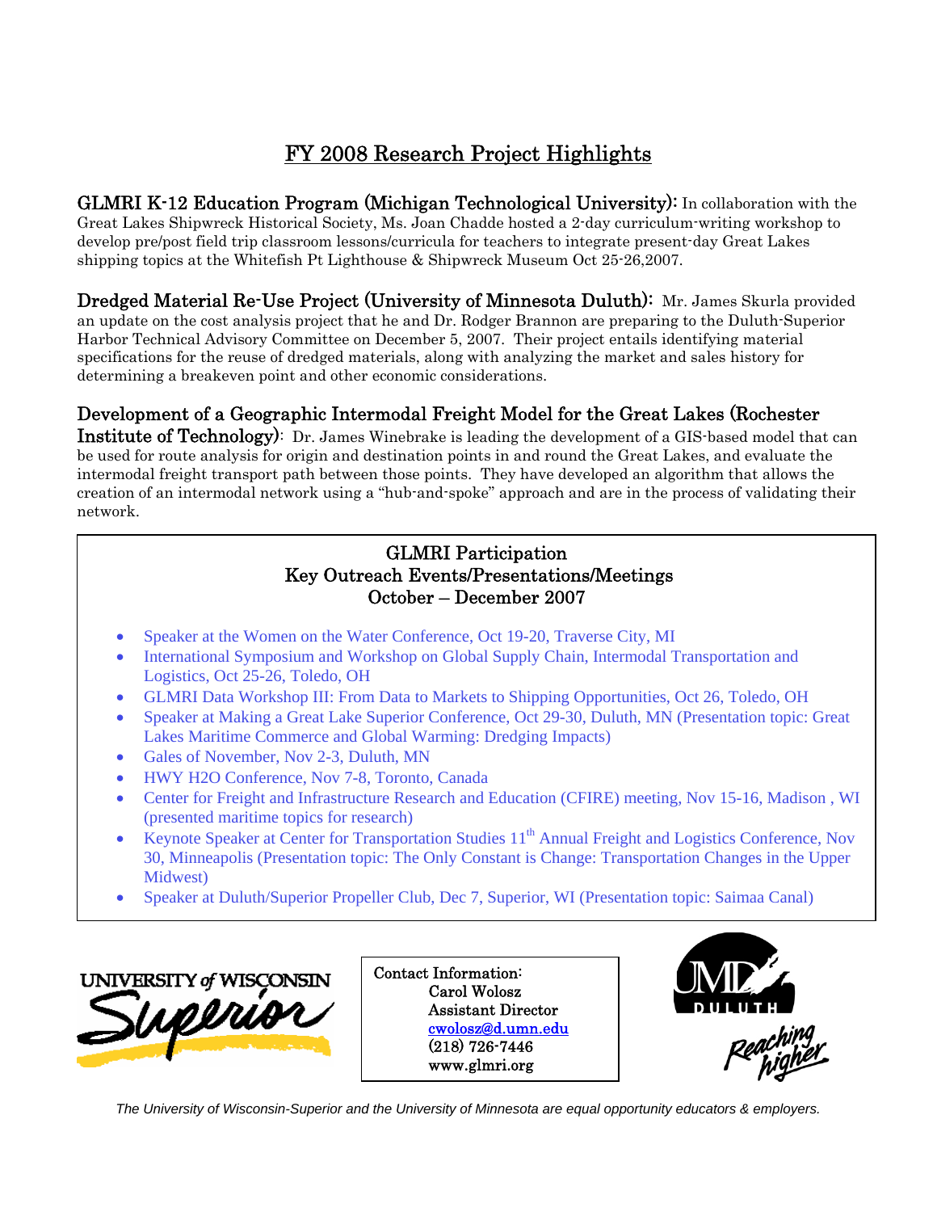# FY 2008 Research Project Highlights

**GLMRI K-12 Education Program (Michigan Technological University):** In collaboration with the Great Lakes Shipwreck Historical Society, Ms. Joan Chadde hosted a 2-day curriculum-writing workshop to develop pre/post field trip classroom lessons/curricula for teachers to integrate present-day Great Lakes shipping topics at the Whitefish Pt Lighthouse & Shipwreck Museum Oct 25-26,2007.

**Dredged Material Re-Use Project (University of Minnesota Duluth):** Mr. James Skurla provided an update on the cost analysis project that he and Dr. Rodger Brannon are preparing to the Duluth-Superior Harbor Technical Advisory Committee on December 5, 2007. Their project entails identifying material specifications for the reuse of dredged materials, along with analyzing the market and sales history for determining a breakeven point and other economic considerations.

**Development of a Geographic Intermodal Freight Model for the Great Lakes (Rochester Institute of Technology):** Dr. James Winebrake is leading the development of a GIS-based model that can be used for route analysis for origin and destination points in and round the Great Lakes, and evaluate the intermodal freight transport path between those points. They have developed an algorithm that allows the creation of an intermodal network using a "hub-and-spoke" approach and are in the process of validating their network.

## GLMRI Participation Key Outreach Events/Presentations/Meetings October – December 2007

- Speaker at the Women on the Water Conference, Oct 19-20, Traverse City, MI
- International Symposium and Workshop on Global Supply Chain, Intermodal Transportation and Logistics, Oct 25-26, Toledo, OH
- GLMRI Data Workshop III: From Data to Markets to Shipping Opportunities, Oct 26, Toledo, OH
- Speaker at Making a Great Lake Superior Conference, Oct 29-30, Duluth, MN (Presentation topic: Great Lakes Maritime Commerce and Global Warming: Dredging Impacts)
- Gales of November, Nov 2-3, Duluth, MN
- HWY H2O Conference, Nov 7-8, Toronto, Canada
- Center for Freight and Infrastructure Research and Education (CFIRE) meeting, Nov 15-16, Madison , WI (presented maritime topics for research)
- Keynote Speaker at Center for Transportation Studies 11th Annual Freight and Logistics Conference, Nov 30, Minneapolis (Presentation topic: The Only Constant is Change: Transportation Changes in the Upper Midwest)
- Speaker at Duluth/Superior Propeller Club, Dec 7, Superior, WI (Presentation topic: Saimaa Canal)

UNIVERSITY of WISCONSIN Superior

Contact Information:
Carol Wolosz
Assistant Director
cwolosz@d.umn.edu
(218) 726-7446
www.glmri.org

UMD DULUTH Reaching higher

*The University of Wisconsin-Superior and the University of Minnesota are equal opportunity educators & employers.*